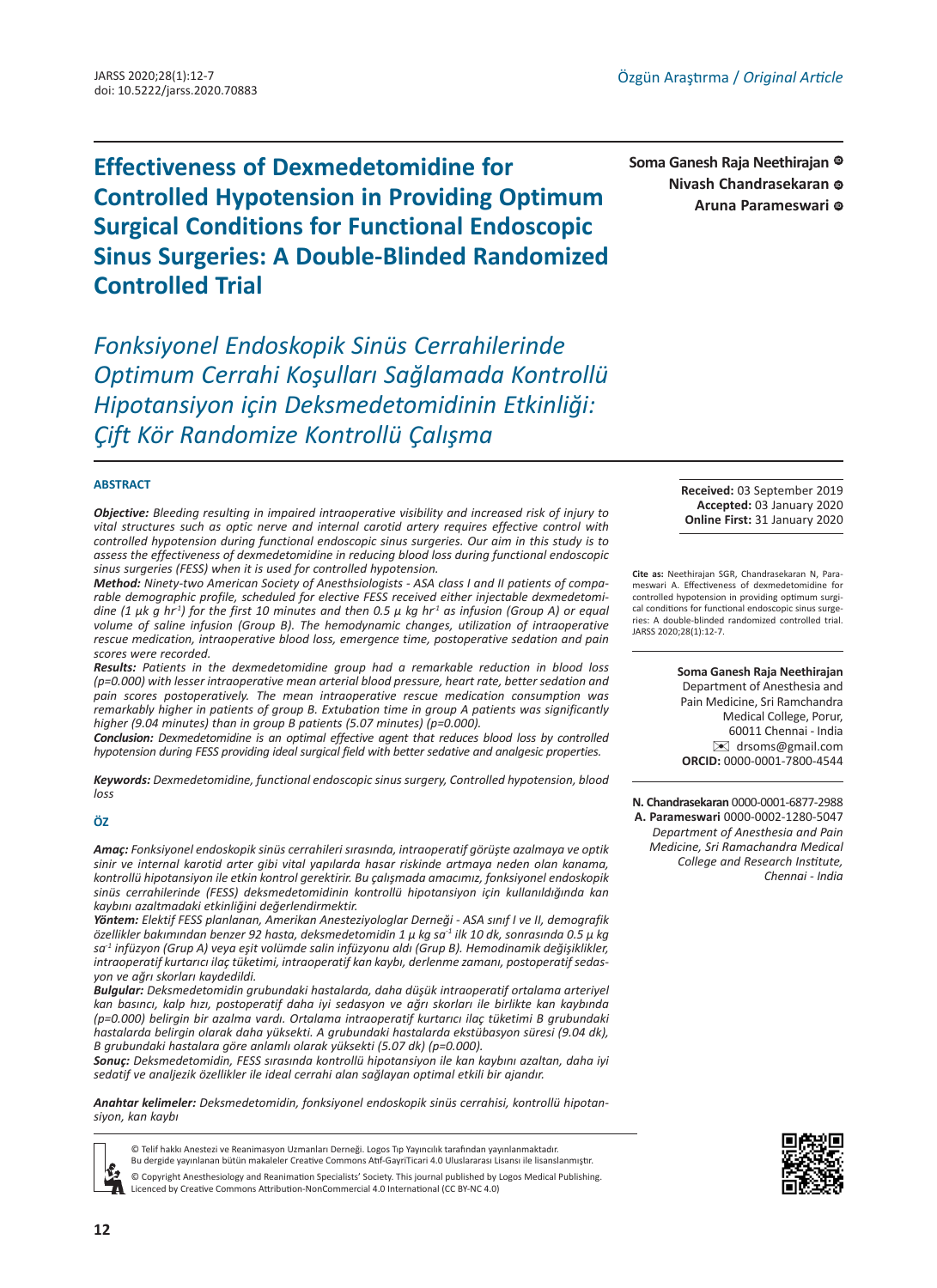Özgün Araştırma / *Original Article*

# Effectiveness of Dexmedetomidine for Controlled Hypotension in Providing Optimum Surgical Conditions for Functional Endoscopic Sinus Surgeries: A Double-Blinded Randomized Controlled Trial

# *Fonksiyonel Endoskopik Sinüs Cerrahilerinde Optimum Cerrahi Koşulları Sağlamada Kontrollü Hipotansiyon için Deksmedetomidinin Etkinliği: Çift Kör Randomize Kontrollü Çalışma*

**Soma Ganesh Raja Neethirajan**
**Nivash Chandrasekaran**
**Aruna Parameswari**

## ABSTRACT

***Objective:*** *Bleeding resulting in impaired intraoperative visibility and increased risk of injury to vital structures such as optic nerve and internal carotid artery requires effective control with controlled hypotension during functional endoscopic sinus surgeries. Our aim in this study is to assess the effectiveness of dexmedetomidine in reducing blood loss during functional endoscopic sinus surgeries (FESS) when it is used for controlled hypotension.*

***Method:*** *Ninety-two American Society of Anesthsiologists - ASA class I and II patients of comparable demographic profile, scheduled for elective FESS received either injectable dexmedetomidine (1 µk g hr$^{-1}$) for the first 10 minutes and then 0.5 µ kg hr$^{-1}$ as infusion (Group A) or equal volume of saline infusion (Group B). The hemodynamic changes, utilization of intraoperative rescue medication, intraoperative blood loss, emergence time, postoperative sedation and pain scores were recorded.*

***Results:*** *Patients in the dexmedetomidine group had a remarkable reduction in blood loss (p=0.000) with lesser intraoperative mean arterial blood pressure, heart rate, better sedation and pain scores postoperatively. The mean intraoperative rescue medication consumption was remarkably higher in patients of group B. Extubation time in group A patients was significantly higher (9.04 minutes) than in group B patients (5.07 minutes) (p=0.000).*

***Conclusion:*** *Dexmedetomidine is an optimal effective agent that reduces blood loss by controlled hypotension during FESS providing ideal surgical field with better sedative and analgesic properties.*

***Keywords:*** *Dexmedetomidine, functional endoscopic sinus surgery, Controlled hypotension, blood loss*

## ÖZ

***Amaç:*** *Fonksiyonel endoskopik sinüs cerrahileri sırasında, intraoperatif görüşte azalmaya ve optik sinir ve internal karotid arter gibi vital yapılarda hasar riskinde artmaya neden olan kanama, kontrollü hipotansiyon ile etkin kontrol gerektirir. Bu çalışmada amacımız, fonksiyonel endoskopik sinüs cerrahilerinde (FESS) deksmedetomidinin kontrollü hipotansiyon için kullanıldığında kan kaybını azaltmadaki etkinliğini değerlendirmektir.*

***Yöntem:*** *Elektif FESS planlanan, Amerikan Anesteziyologlar Derneği - ASA sınıf I ve II, demografik özellikler bakımından benzer 92 hasta, deksmedetomidin 1 µ kg sa$^{-1}$ ilk 10 dk, sonrasında 0.5 µ kg sa$^{-1}$ infüzyon (Grup A) veya eşit volümde salin infüzyonu aldı (Grup B). Hemodinamik değişiklikler, intraoperatif kurtarıcı ilaç tüketimi, intraoperatif kan kaybı, derlenme zamanı, postoperatif sedasyon ve ağrı skorları kaydedildi.*

***Bulgular:*** *Deksmedetomidin grubundaki hastalarda, daha düşük intraoperatif ortalama arteriyel kan basıncı, kalp hızı, postoperatif daha iyi sedasyon ve ağrı skorları ile birlikte kan kaybında (p=0.000) belirgin bir azalma vardı. Ortalama intraoperatif kurtarıcı ilaç tüketimi B grubundaki hastalarda belirgin olarak daha yüksekti. A grubundaki hastalarda ekstübasyon süresi (9.04 dk), B grubundaki hastalara göre anlamlı olarak yüksekti (5.07 dk) (p=0.000).*

***Sonuç:*** *Deksmedetomidin, FESS sırasında kontrollü hipotansiyon ile kan kaybını azaltan, daha iyi sedatif ve analjezik özellikler ile ideal cerrahi alan sağlayan optimal etkili bir ajandır.*

***Anahtar kelimeler:*** *Deksmedetomidin, fonksiyonel endoskopik sinüs cerrahisi, kontrollü hipotansiyon, kan kaybı*

**Received:** 03 September 2019
**Accepted:** 03 January 2020
**Online First:** 31 January 2020

**Cite as:** Neethirajan SGR, Chandrasekaran N, Parameswari A. Effectiveness of dexmedetomidine for controlled hypotension in providing optimum surgical conditions for functional endoscopic sinus surgeries: A double-blinded randomized controlled trial. JARSS 2020;28(1):12-7.

**Soma Ganesh Raja Neethirajan**
Department of Anesthesia and Pain Medicine, Sri Ramchandra Medical College, Porur, 60011 Chennai - India
drsoms@gmail.com
**ORCID:** 0000-0001-7800-4544

**N. Chandrasekaran** 0000-0001-6877-2988
**A. Parameswari** 0000-0002-1280-5047
*Department of Anesthesia and Pain Medicine, Sri Ramachandra Medical College and Research Institute, Chennai - India*

© Telif hakkı Anestezi ve Reanimasyon Uzmanları Derneği. Logos Tıp Yayıncılık tarafından yayınlanmaktadır. Bu dergide yayınlanan bütün makaleler Creative Commons Atıf-GayriTicari 4.0 Uluslararası Lisansı ile lisanslanmıştır.

© Copyright Anesthesiology and Reanimation Specialists' Society. This journal published by Logos Medical Publishing. Licenced by Creative Commons Attribution-NonCommercial 4.0 International (CC BY-NC 4.0)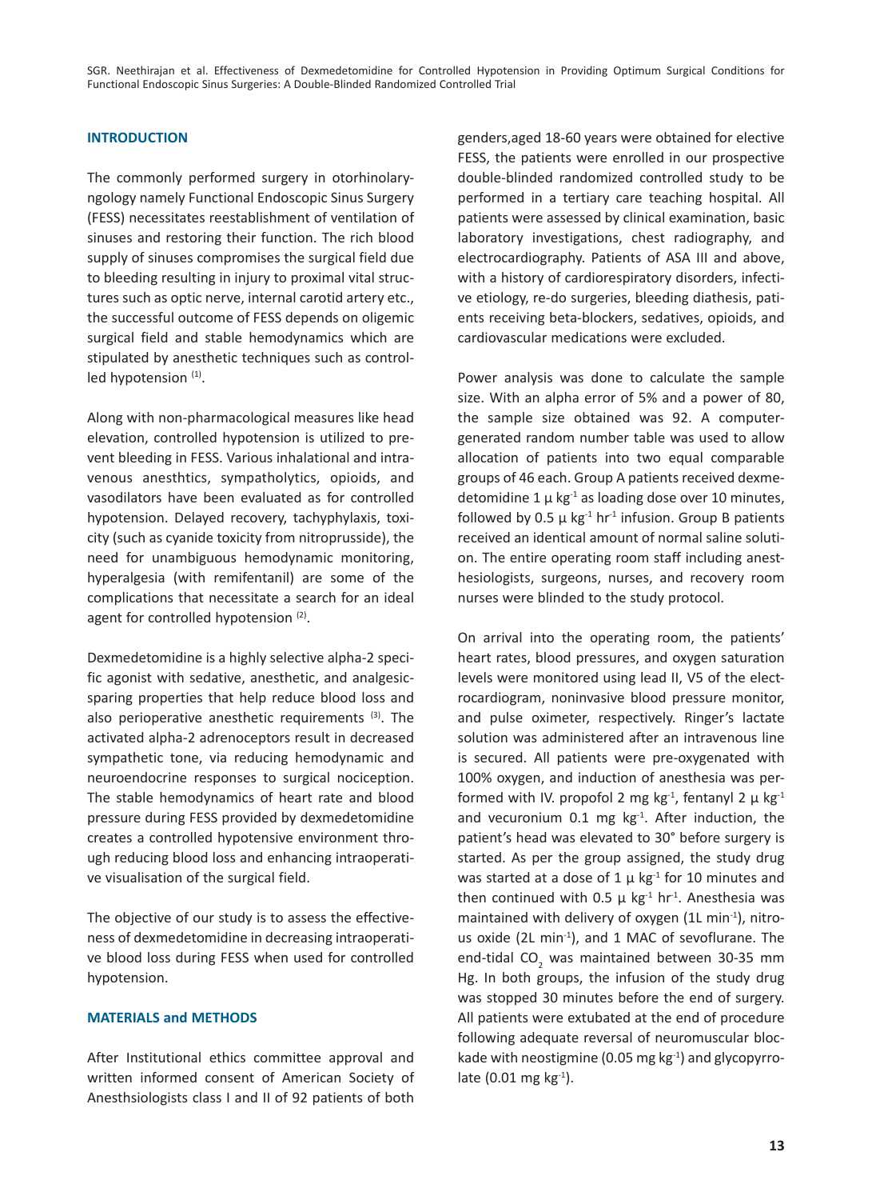## INTRODUCTION

The commonly performed surgery in otorhinolaryngology namely Functional Endoscopic Sinus Surgery (FESS) necessitates reestablishment of ventilation of sinuses and restoring their function. The rich blood supply of sinuses compromises the surgical field due to bleeding resulting in injury to proximal vital structures such as optic nerve, internal carotid artery etc., the successful outcome of FESS depends on oligemic surgical field and stable hemodynamics which are stipulated by anesthetic techniques such as controlled hypotension [1].

Along with non-pharmacological measures like head elevation, controlled hypotension is utilized to prevent bleeding in FESS. Various inhalational and intravenous anesthtics, sympatholytics, opioids, and vasodilators have been evaluated as for controlled hypotension. Delayed recovery, tachyphylaxis, toxicity (such as cyanide toxicity from nitroprusside), the need for unambiguous hemodynamic monitoring, hyperalgesia (with remifentanil) are some of the complications that necessitate a search for an ideal agent for controlled hypotension [2].

Dexmedetomidine is a highly selective alpha-2 specific agonist with sedative, anesthetic, and analgesic-sparing properties that help reduce blood loss and also perioperative anesthetic requirements [3]. The activated alpha-2 adrenoceptors result in decreased sympathetic tone, via reducing hemodynamic and neuroendocrine responses to surgical nociception. The stable hemodynamics of heart rate and blood pressure during FESS provided by dexmedetomidine creates a controlled hypotensive environment through reducing blood loss and enhancing intraoperative visualisation of the surgical field.

The objective of our study is to assess the effectiveness of dexmedetomidine in decreasing intraoperative blood loss during FESS when used for controlled hypotension.

## MATERIALS and METHODS

After Institutional ethics committee approval and written informed consent of American Society of Anesthsiologists class I and II of 92 patients of both genders,aged 18-60 years were obtained for elective FESS, the patients were enrolled in our prospective double-blinded randomized controlled study to be performed in a tertiary care teaching hospital. All patients were assessed by clinical examination, basic laboratory investigations, chest radiography, and electrocardiography. Patients of ASA III and above, with a history of cardiorespiratory disorders, infective etiology, re-do surgeries, bleeding diathesis, patients receiving beta-blockers, sedatives, opioids, and cardiovascular medications were excluded.

Power analysis was done to calculate the sample size. With an alpha error of 5% and a power of 80, the sample size obtained was 92. A computer-generated random number table was used to allow allocation of patients into two equal comparable groups of 46 each. Group A patients received dexmedetomidine 1 μ $kg^{-1}$ as loading dose over 10 minutes, followed by 0.5 μ $kg^{-1}$ $hr^{-1}$ infusion. Group B patients received an identical amount of normal saline solution. The entire operating room staff including anesthesiologists, surgeons, nurses, and recovery room nurses were blinded to the study protocol.

On arrival into the operating room, the patients' heart rates, blood pressures, and oxygen saturation levels were monitored using lead II, V5 of the electrocardiogram, noninvasive blood pressure monitor, and pulse oximeter, respectively. Ringer's lactate solution was administered after an intravenous line is secured. All patients were pre-oxygenated with 100% oxygen, and induction of anesthesia was performed with IV. propofol 2 mg $kg^{-1}$, fentanyl 2 μ $kg^{-1}$ and vecuronium 0.1 mg $kg^{-1}$. After induction, the patient's head was elevated to 30° before surgery is started. As per the group assigned, the study drug was started at a dose of 1 μ $kg^{-1}$ for 10 minutes and then continued with 0.5 μ $kg^{-1}$ $hr^{-1}$. Anesthesia was maintained with delivery of oxygen (1L $min^{-1}$), nitrous oxide (2L $min^{-1}$), and 1 MAC of sevoflurane. The end-tidal $CO_2$ was maintained between 30-35 mm Hg. In both groups, the infusion of the study drug was stopped 30 minutes before the end of surgery. All patients were extubated at the end of procedure following adequate reversal of neuromuscular blockade with neostigmine (0.05 mg $kg^{-1}$) and glycopyrrolate (0.01 mg $kg^{-1}$).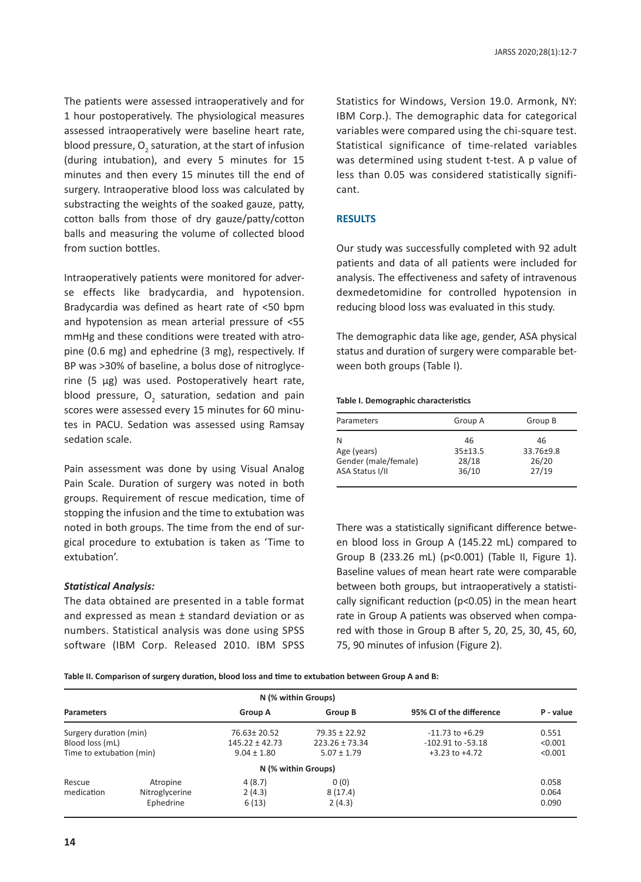The patients were assessed intraoperatively and for 1 hour postoperatively. The physiological measures assessed intraoperatively were baseline heart rate, blood pressure, $O_2$ saturation, at the start of infusion (during intubation), and every 5 minutes for 15 minutes and then every 15 minutes till the end of surgery. Intraoperative blood loss was calculated by substracting the weights of the soaked gauze, patty, cotton balls from those of dry gauze/patty/cotton balls and measuring the volume of collected blood from suction bottles.

Intraoperatively patients were monitored for adverse effects like bradycardia, and hypotension. Bradycardia was defined as heart rate of <50 bpm and hypotension as mean arterial pressure of <55 mmHg and these conditions were treated with atropine (0.6 mg) and ephedrine (3 mg), respectively. If BP was >30% of baseline, a bolus dose of nitroglycerine (5 µg) was used. Postoperatively heart rate, blood pressure, $O_2$ saturation, sedation and pain scores were assessed every 15 minutes for 60 minutes in PACU. Sedation was assessed using Ramsay sedation scale.

Pain assessment was done by using Visual Analog Pain Scale. Duration of surgery was noted in both groups. Requirement of rescue medication, time of stopping the infusion and the time to extubation was noted in both groups. The time from the end of surgical procedure to extubation is taken as 'Time to extubation'.

### *Statistical Analysis:*

The data obtained are presented in a table format and expressed as mean ± standard deviation or as numbers. Statistical analysis was done using SPSS software (IBM Corp. Released 2010. IBM SPSS Statistics for Windows, Version 19.0. Armonk, NY: IBM Corp.). The demographic data for categorical variables were compared using the chi-square test. Statistical significance of time-related variables was determined using student t-test. A p value of less than 0.05 was considered statistically significant.

## RESULTS

Our study was successfully completed with 92 adult patients and data of all patients were included for analysis. The effectiveness and safety of intravenous dexmedetomidine for controlled hypotension in reducing blood loss was evaluated in this study.

The demographic data like age, gender, ASA physical status and duration of surgery were comparable between both groups (Table I).

**Table I. Demographic characteristics**

| Parameters | Group A | Group B |
|---|---|---|
| N | 46 | 46 |
| Age (years) | 35±13.5 | 33.76±9.8 |
| Gender (male/female) | 28/18 | 26/20 |
| ASA Status I/II | 36/10 | 27/19 |

There was a statistically significant difference between blood loss in Group A (145.22 mL) compared to Group B (233.26 mL) (p<0.001) (Table II, Figure 1). Baseline values of mean heart rate were comparable between both groups, but intraoperatively a statistically significant reduction (p<0.05) in the mean heart rate in Group A patients was observed when compared with those in Group B after 5, 20, 25, 30, 45, 60, 75, 90 minutes of infusion (Figure 2).

**Table II. Comparison of surgery duration, blood loss and time to extubation between Group A and B:**

| Parameters | | Group A | Group B | 95% CI of the difference | P - value |
|---|---|---|---|---|---|
| | | N (% within Groups) | | | |
| Surgery duration (min) | | 76.63± 20.52 | 79.35 ± 22.92 | -11.73 to +6.29 | 0.551 |
| Blood loss (mL) | | 145.22 ± 42.73 | 223.26 ± 73.34 | -102.91 to -53.18 | <0.001 |
| Time to extubation (min) | | 9.04 ± 1.80 | 5.07 ± 1.79 | +3.23 to +4.72 | <0.001 |
| | | N (% within Groups) | | | |
| Rescue medication | Atropine | 4 (8.7) | 0 (0) | | 0.058 |
| | Nitroglycerine | 2 (4.3) | 8 (17.4) | | 0.064 |
| | Ephedrine | 6 (13) | 2 (4.3) | | 0.090 |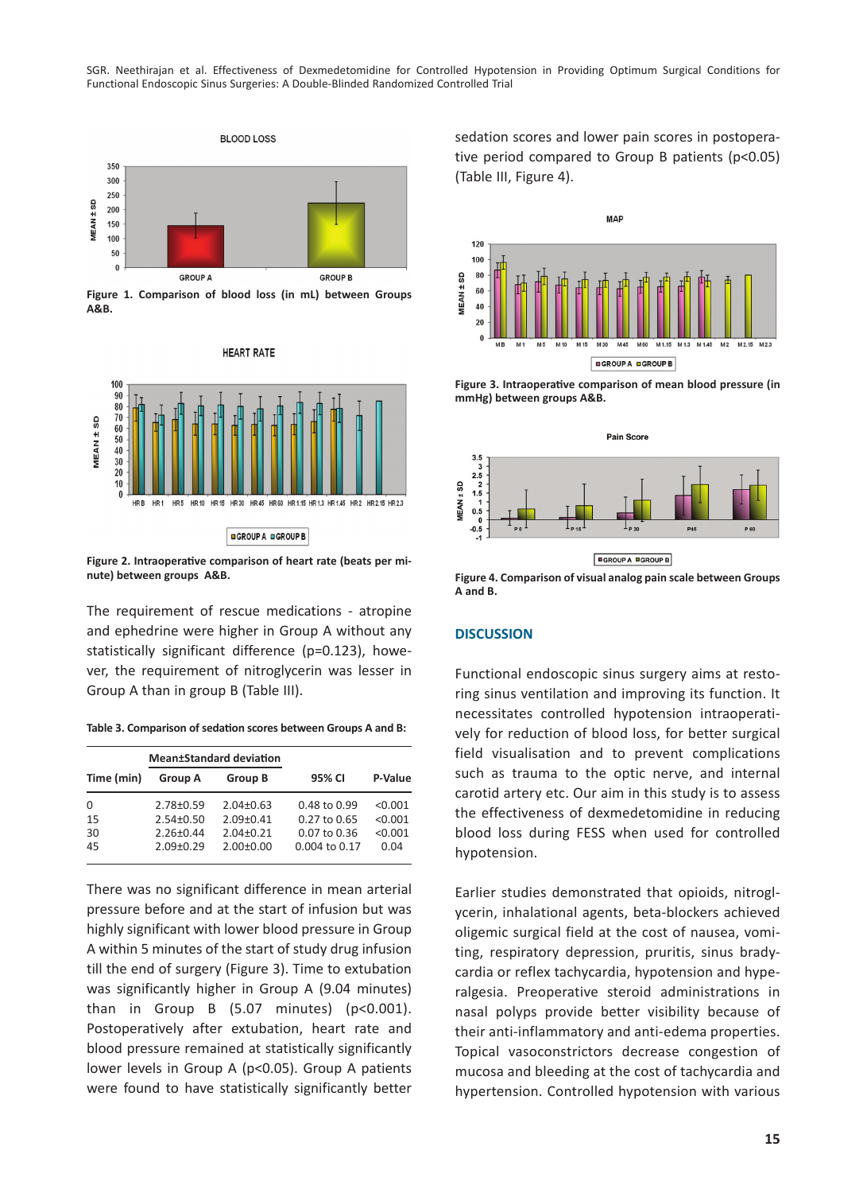Figure 1. Comparison of blood loss (in mL) between Groups A&B.

Figure 2. Intraoperative comparison of heart rate (beats per minute) between groups A&B.

The requirement of rescue medications - atropine and ephedrine were higher in Group A without any statistically significant difference (p=0.123), however, the requirement of nitroglycerin was lesser in Group A than in group B (Table III).

**Table 3. Comparison of sedation scores between Groups A and B:**

| Time (min) | Mean±Standard deviation | | 95% CI | P-Value |
|---|---|---|---|---|
| | Group A | Group B | | |
| 0 | 2.78±0.59 | 2.04±0.63 | 0.48 to 0.99 | <0.001 |
| 15 | 2.54±0.50 | 2.09±0.41 | 0.27 to 0.65 | <0.001 |
| 30 | 2.26±0.44 | 2.04±0.21 | 0.07 to 0.36 | <0.001 |
| 45 | 2.09±0.29 | 2.00±0.00 | 0.004 to 0.17 | 0.04 |

There was no significant difference in mean arterial pressure before and at the start of infusion but was highly significant with lower blood pressure in Group A within 5 minutes of the start of study drug infusion till the end of surgery (Figure 3). Time to extubation was significantly higher in Group A (9.04 minutes) than in Group B (5.07 minutes) (p<0.001). Postoperatively after extubation, heart rate and blood pressure remained at statistically significantly lower levels in Group A (p<0.05). Group A patients were found to have statistically significantly better sedation scores and lower pain scores in postoperative period compared to Group B patients (p<0.05) (Table III, Figure 4).

Figure 3. Intraoperative comparison of mean blood pressure (in mmHg) between groups A&B.

Figure 4. Comparison of visual analog pain scale between Groups A and B.

## DISCUSSION

Functional endoscopic sinus surgery aims at restoring sinus ventilation and improving its function. It necessitates controlled hypotension intraoperatively for reduction of blood loss, for better surgical field visualisation and to prevent complications such as trauma to the optic nerve, and internal carotid artery etc. Our aim in this study is to assess the effectiveness of dexmedetomidine in reducing blood loss during FESS when used for controlled hypotension.

Earlier studies demonstrated that opioids, nitroglycerin, inhalational agents, beta-blockers achieved oligemic surgical field at the cost of nausea, vomiting, respiratory depression, pruritis, sinus bradycardia or reflex tachycardia, hypotension and hyperalgesia. Preoperative steroid administrations in nasal polyps provide better visibility because of their anti-inflammatory and anti-edema properties. Topical vasoconstrictors decrease congestion of mucosa and bleeding at the cost of tachycardia and hypertension. Controlled hypotension with various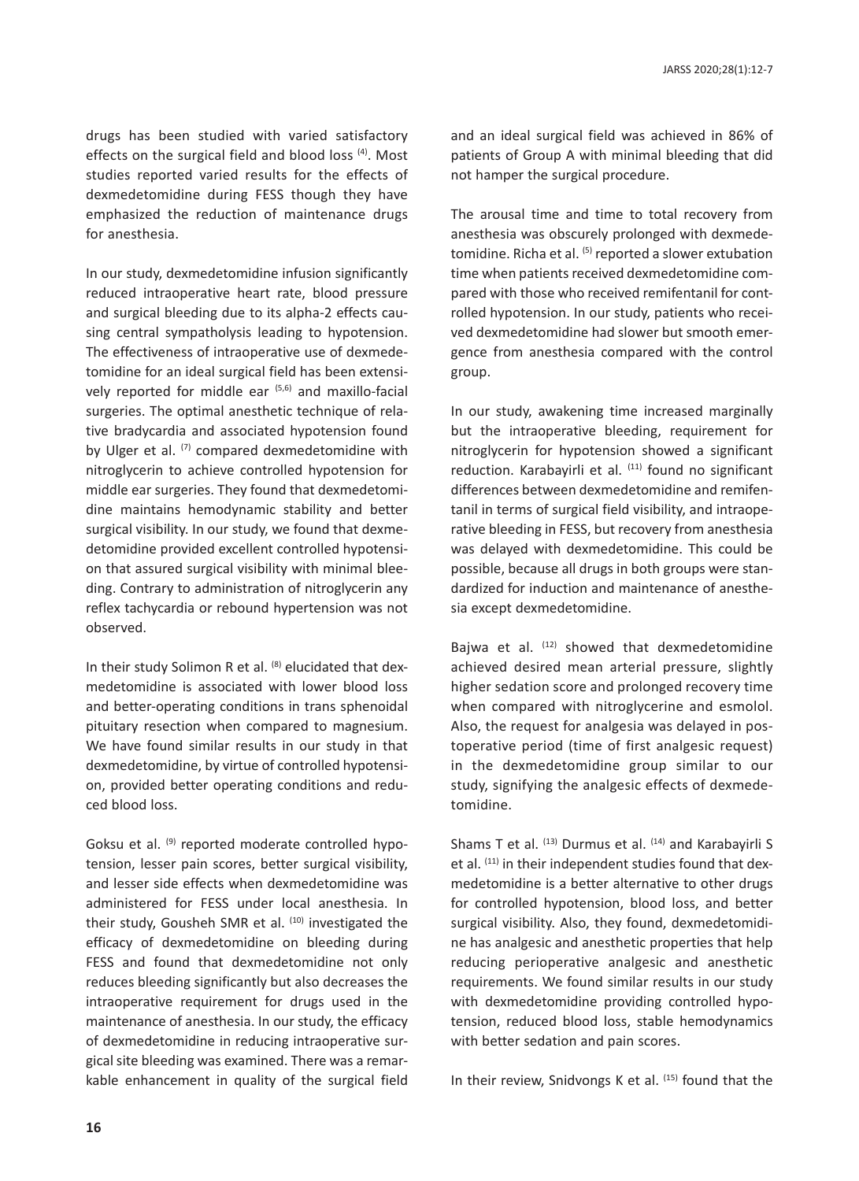drugs has been studied with varied satisfactory effects on the surgical field and blood loss [4]. Most studies reported varied results for the effects of dexmedetomidine during FESS though they have emphasized the reduction of maintenance drugs for anesthesia.

In our study, dexmedetomidine infusion significantly reduced intraoperative heart rate, blood pressure and surgical bleeding due to its alpha-2 effects causing central sympatholysis leading to hypotension. The effectiveness of intraoperative use of dexmedetomidine for an ideal surgical field has been extensively reported for middle ear [5,6] and maxillo-facial surgeries. The optimal anesthetic technique of relative bradycardia and associated hypotension found by Ulger et al. [7] compared dexmedetomidine with nitroglycerin to achieve controlled hypotension for middle ear surgeries. They found that dexmedetomidine maintains hemodynamic stability and better surgical visibility. In our study, we found that dexmedetomidine provided excellent controlled hypotension that assured surgical visibility with minimal bleeding. Contrary to administration of nitroglycerin any reflex tachycardia or rebound hypertension was not observed.

In their study Solimon R et al. [8] elucidated that dexmedetomidine is associated with lower blood loss and better-operating conditions in trans sphenoidal pituitary resection when compared to magnesium. We have found similar results in our study in that dexmedetomidine, by virtue of controlled hypotension, provided better operating conditions and reduced blood loss.

Goksu et al. [9] reported moderate controlled hypotension, lesser pain scores, better surgical visibility, and lesser side effects when dexmedetomidine was administered for FESS under local anesthesia. In their study, Gousheh SMR et al. [10] investigated the efficacy of dexmedetomidine on bleeding during FESS and found that dexmedetomidine not only reduces bleeding significantly but also decreases the intraoperative requirement for drugs used in the maintenance of anesthesia. In our study, the efficacy of dexmedetomidine in reducing intraoperative surgical site bleeding was examined. There was a remarkable enhancement in quality of the surgical field and an ideal surgical field was achieved in 86% of patients of Group A with minimal bleeding that did not hamper the surgical procedure.

The arousal time and time to total recovery from anesthesia was obscurely prolonged with dexmedetomidine. Richa et al. [5] reported a slower extubation time when patients received dexmedetomidine compared with those who received remifentanil for controlled hypotension. In our study, patients who received dexmedetomidine had slower but smooth emergence from anesthesia compared with the control group.

In our study, awakening time increased marginally but the intraoperative bleeding, requirement for nitroglycerin for hypotension showed a significant reduction. Karabayirli et al. [11] found no significant differences between dexmedetomidine and remifentanil in terms of surgical field visibility, and intraoperative bleeding in FESS, but recovery from anesthesia was delayed with dexmedetomidine. This could be possible, because all drugs in both groups were standardized for induction and maintenance of anesthesia except dexmedetomidine.

Bajwa et al. [12] showed that dexmedetomidine achieved desired mean arterial pressure, slightly higher sedation score and prolonged recovery time when compared with nitroglycerine and esmolol. Also, the request for analgesia was delayed in postoperative period (time of first analgesic request) in the dexmedetomidine group similar to our study, signifying the analgesic effects of dexmedetomidine.

Shams T et al. [13] Durmus et al. [14] and Karabayirli S et al. [11] in their independent studies found that dexmedetomidine is a better alternative to other drugs for controlled hypotension, blood loss, and better surgical visibility. Also, they found, dexmedetomidine has analgesic and anesthetic properties that help reducing perioperative analgesic and anesthetic requirements. We found similar results in our study with dexmedetomidine providing controlled hypotension, reduced blood loss, stable hemodynamics with better sedation and pain scores.

In their review, Snidvongs K et al. [15] found that the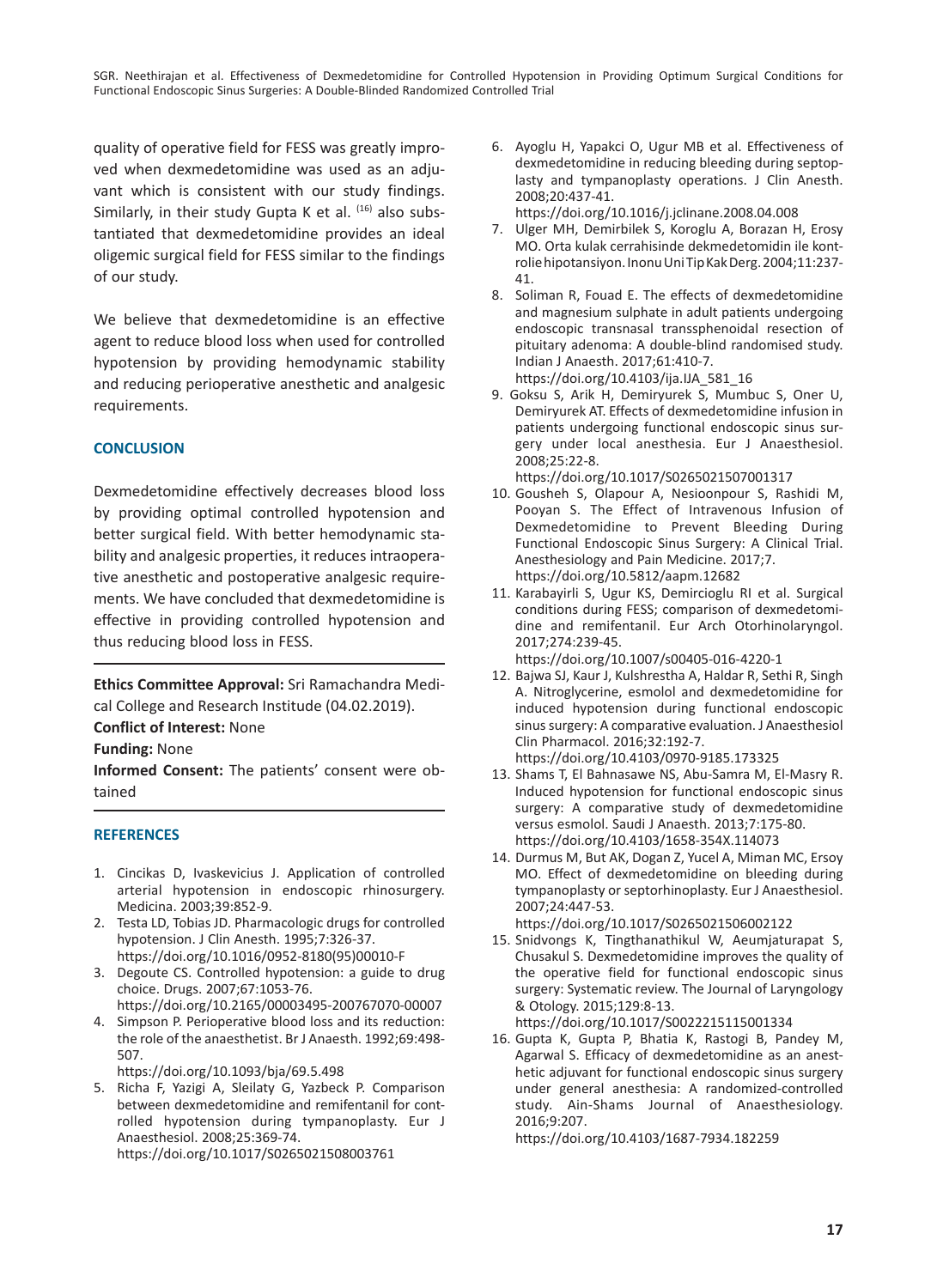quality of operative field for FESS was greatly improved when dexmedetomidine was used as an adjuvant which is consistent with our study findings. Similarly, in their study Gupta K et al. [16] also substantiated that dexmedetomidine provides an ideal oligemic surgical field for FESS similar to the findings of our study.

We believe that dexmedetomidine is an effective agent to reduce blood loss when used for controlled hypotension by providing hemodynamic stability and reducing perioperative anesthetic and analgesic requirements.

## CONCLUSION

Dexmedetomidine effectively decreases blood loss by providing optimal controlled hypotension and better surgical field. With better hemodynamic stability and analgesic properties, it reduces intraoperative anesthetic and postoperative analgesic requirements. We have concluded that dexmedetomidine is effective in providing controlled hypotension and thus reducing blood loss in FESS.

**Ethics Committee Approval:** Sri Ramachandra Medical College and Research Institude (04.02.2019).

**Conflict of Interest:** None

**Funding:** None

**Informed Consent:** The patients' consent were obtained

## REFERENCES

1. Cincikas D, Ivaskevicius J. Application of controlled arterial hypotension in endoscopic rhinosurgery. Medicina. 2003;39:852-9.
2. Testa LD, Tobias JD. Pharmacologic drugs for controlled hypotension. J Clin Anesth. 1995;7:326-37. https://doi.org/10.1016/0952-8180(95)00010-F
3. Degoute CS. Controlled hypotension: a guide to drug choice. Drugs. 2007;67:1053-76. https://doi.org/10.2165/00003495-200767070-00007
4. Simpson P. Perioperative blood loss and its reduction: the role of the anaesthetist. Br J Anaesth. 1992;69:498-507. https://doi.org/10.1093/bja/69.5.498
5. Richa F, Yazigi A, Sleilaty G, Yazbeck P. Comparison between dexmedetomidine and remifentanil for controlled hypotension during tympanoplasty. Eur J Anaesthesiol. 2008;25:369-74. https://doi.org/10.1017/S0265021508003761
6. Ayoglu H, Yapakci O, Ugur MB et al. Effectiveness of dexmedetomidine in reducing bleeding during septoplasty and tympanoplasty operations. J Clin Anesth. 2008;20:437-41. https://doi.org/10.1016/j.jclinane.2008.04.008
7. Ulger MH, Demirbilek S, Koroglu A, Borazan H, Erosy MO. Orta kulak cerrahisinde dekmedetomidin ile kontrolie hipotansiyon. Inonu Uni Tip Kak Derg. 2004;11:237-41.
8. Soliman R, Fouad E. The effects of dexmedetomidine and magnesium sulphate in adult patients undergoing endoscopic transnasal transsphenoidal resection of pituitary adenoma: A double-blind randomised study. Indian J Anaesth. 2017;61:410-7. https://doi.org/10.4103/ija.IJA_581_16
9. Goksu S, Arik H, Demiryurek S, Mumbuc S, Oner U, Demiryurek AT. Effects of dexmedetomidine infusion in patients undergoing functional endoscopic sinus surgery under local anesthesia. Eur J Anaesthesiol. 2008;25:22-8. https://doi.org/10.1017/S0265021507001317
10. Gousheh S, Olapour A, Nesioonpour S, Rashidi M, Pooyan S. The Effect of Intravenous Infusion of Dexmedetomidine to Prevent Bleeding During Functional Endoscopic Sinus Surgery: A Clinical Trial. Anesthesiology and Pain Medicine. 2017;7. https://doi.org/10.5812/aapm.12682
11. Karabayirli S, Ugur KS, Demircioglu RI et al. Surgical conditions during FESS; comparison of dexmedetomidine and remifentanil. Eur Arch Otorhinolaryngol. 2017;274:239-45. https://doi.org/10.1007/s00405-016-4220-1
12. Bajwa SJ, Kaur J, Kulshrestha A, Haldar R, Sethi R, Singh A. Nitroglycerine, esmolol and dexmedetomidine for induced hypotension during functional endoscopic sinus surgery: A comparative evaluation. J Anaesthesiol Clin Pharmacol. 2016;32:192-7. https://doi.org/10.4103/0970-9185.173325
13. Shams T, El Bahnasawe NS, Abu-Samra M, El-Masry R. Induced hypotension for functional endoscopic sinus surgery: A comparative study of dexmedetomidine versus esmolol. Saudi J Anaesth. 2013;7:175-80. https://doi.org/10.4103/1658-354X.114073
14. Durmus M, But AK, Dogan Z, Yucel A, Miman MC, Ersoy MO. Effect of dexmedetomidine on bleeding during tympanoplasty or septorhinoplasty. Eur J Anaesthesiol. 2007;24:447-53. https://doi.org/10.1017/S0265021506002122
15. Snidvongs K, Tingthanathikul W, Aeumjaturapat S, Chusakul S. Dexmedetomidine improves the quality of the operative field for functional endoscopic sinus surgery: Systematic review. The Journal of Laryngology & Otology. 2015;129:8-13. https://doi.org/10.1017/S0022215115001334
16. Gupta K, Gupta P, Bhatia K, Rastogi B, Pandey M, Agarwal S. Efficacy of dexmedetomidine as an anesthetic adjuvant for functional endoscopic sinus surgery under general anesthesia: A randomized-controlled study. Ain-Shams Journal of Anaesthesiology. 2016;9:207. https://doi.org/10.4103/1687-7934.182259